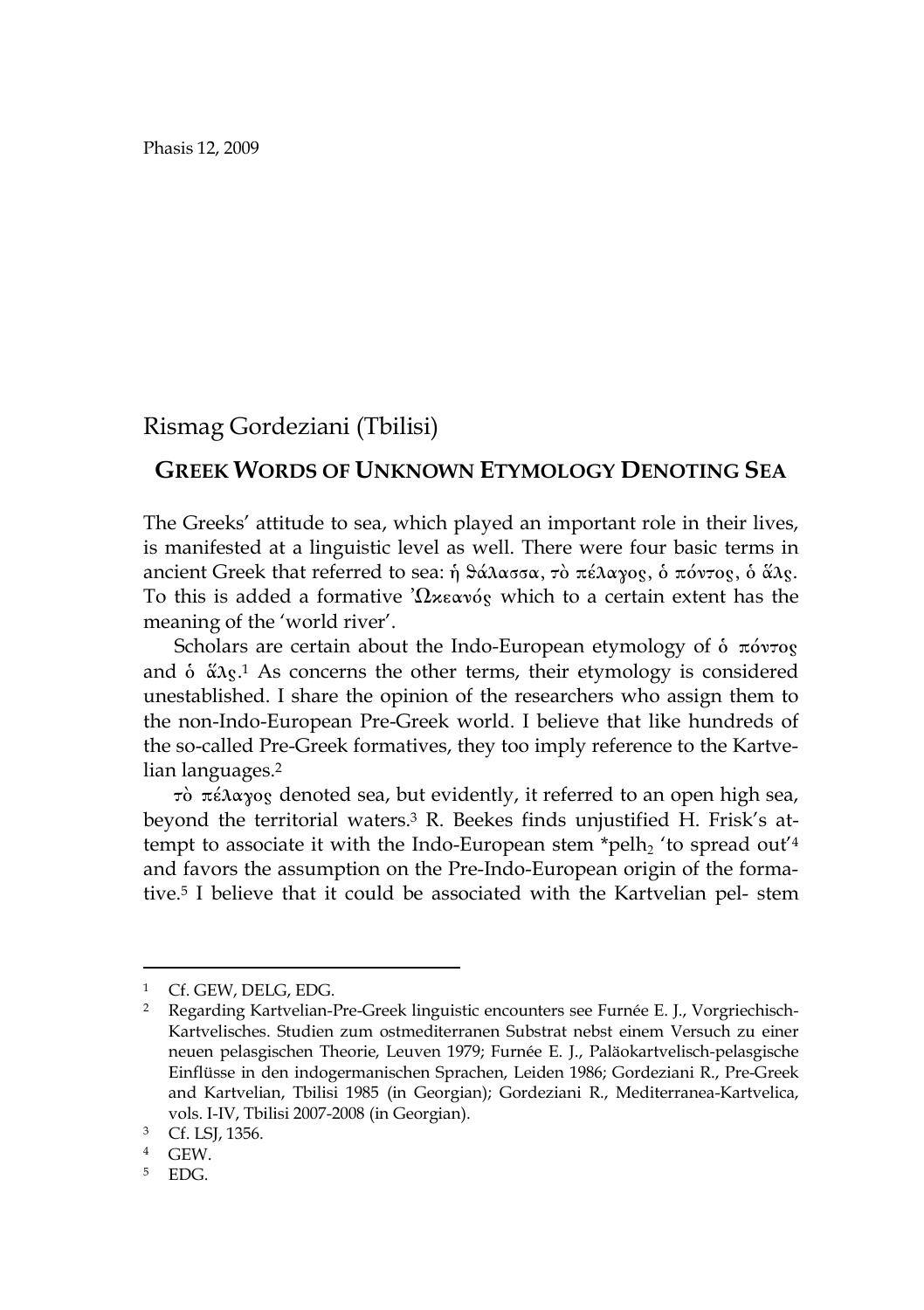Rismag Gordeziani (Tbilisi)

## GREEK WORDS OF UNKNOWN ETYMOLOGY DENOTING SEA

The Greeks' attitude to sea, which played an important role in their lives, is manifested at a linguistic level as well. There were four basic terms in ancient Greek that referred to sea: ἡ θάλασσα, τὸ πέλαγος, ὁ πόντος, ὁ ἅλς. To this is added a formative Ὠκεανός which to a certain extent has the meaning of the 'world river'.

Scholars are certain about the Indo-European etymology of ὁ πόντος and ὁ ἅλς.[1] As concerns the other terms, their etymology is considered unestablished. I share the opinion of the researchers who assign them to the non-Indo-European Pre-Greek world. I believe that like hundreds of the so-called Pre-Greek formatives, they too imply reference to the Kartvelian languages.[2]

τὸ πέλαγος denoted sea, but evidently, it referred to an open high sea, beyond the territorial waters.[3] R. Beekes finds unjustified H. Frisk's attempt to associate it with the Indo-European stem $*pelh_2$ 'to spread out'[4] and favors the assumption on the Pre-Indo-European origin of the formative.[5] I believe that it could be associated with the Kartvelian pel- stem

---

[1] Cf. GEW, DELG, EDG.

[2] Regarding Kartvelian-Pre-Greek linguistic encounters see Furnée E. J., Vorgriechisch-Kartvelisches. Studien zum ostmediterranen Substrat nebst einem Versuch zu einer neuen pelasgischen Theorie, Leuven 1979; Furnée E. J., Paläokartvelisch-pelasgische Einflüsse in den indogermanischen Sprachen, Leiden 1986; Gordeziani R., Pre-Greek and Kartvelian, Tbilisi 1985 (in Georgian); Gordeziani R., Mediterranea-Kartvelica, vols. I-IV, Tbilisi 2007-2008 (in Georgian).

[3] Cf. LSJ, 1356.

[4] GEW.

[5] EDG.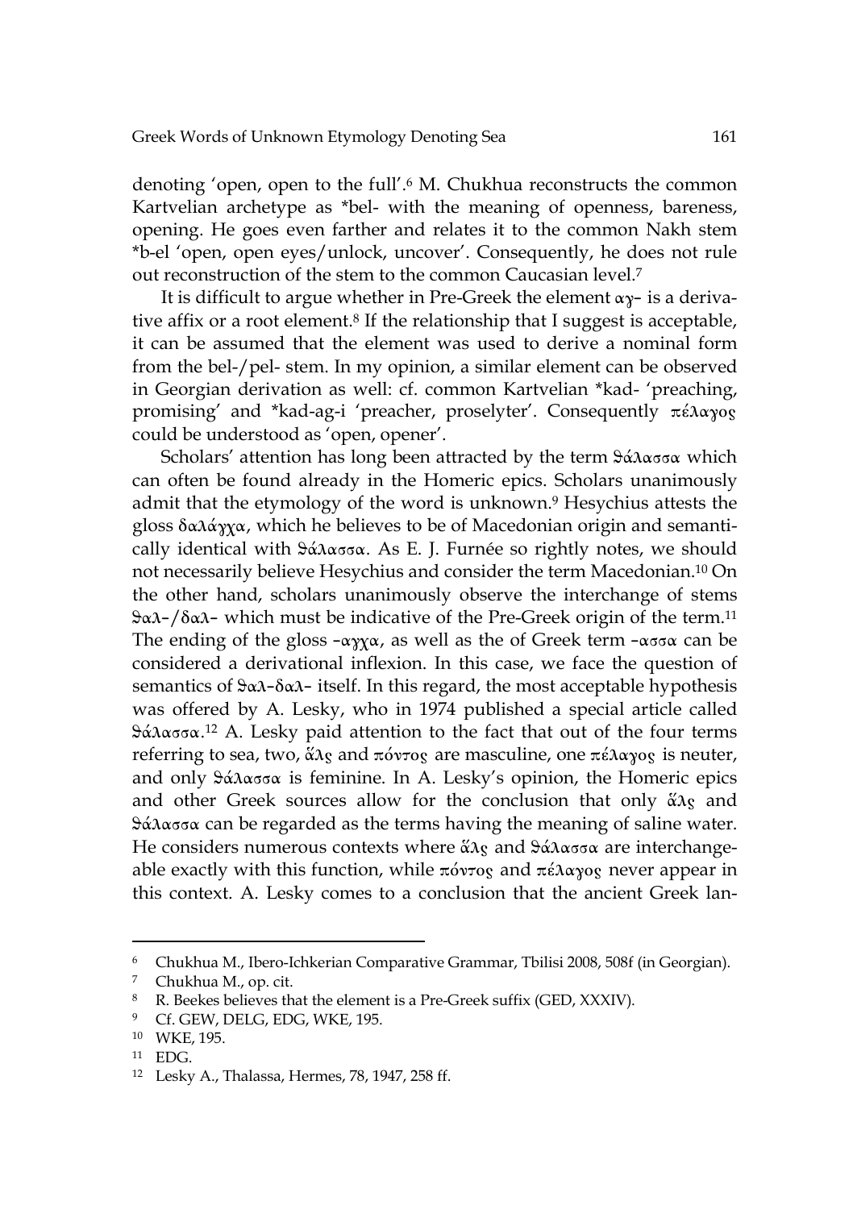denoting 'open, open to the full'.[6] M. Chukhua reconstructs the common Kartvelian archetype as *bel- with the meaning of openness, bareness, opening. He goes even farther and relates it to the common Nakh stem *b-el 'open, open eyes/unlock, uncover'. Consequently, he does not rule out reconstruction of the stem to the common Caucasian level.[7]

It is difficult to argue whether in Pre-Greek the element αγ- is a derivative affix or a root element.[8] If the relationship that I suggest is acceptable, it can be assumed that the element was used to derive a nominal form from the bel-/pel- stem. In my opinion, a similar element can be observed in Georgian derivation as well: cf. common Kartvelian *kad- 'preaching, promising' and *kad-ag-i 'preacher, proselyter'. Consequently πέλαγος could be understood as 'open, opener'.

Scholars' attention has long been attracted by the term θάλασσα which can often be found already in the Homeric epics. Scholars unanimously admit that the etymology of the word is unknown.[9] Hesychius attests the gloss δαλάγχα, which he believes to be of Macedonian origin and semantically identical with θάλασσα. As E. J. Furnée so rightly notes, we should not necessarily believe Hesychius and consider the term Macedonian.[10] On the other hand, scholars unanimously observe the interchange of stems θαλ-/δαλ- which must be indicative of the Pre-Greek origin of the term.[11] The ending of the gloss -αγχα, as well as the of Greek term -ασσα can be considered a derivational inflexion. In this case, we face the question of semantics of θαλ-δαλ- itself. In this regard, the most acceptable hypothesis was offered by A. Lesky, who in 1974 published a special article called θάλασσα.[12] A. Lesky paid attention to the fact that out of the four terms referring to sea, two, ἅλς and πόντος are masculine, one πέλαγος is neuter, and only θάλασσα is feminine. In A. Lesky's opinion, the Homeric epics and other Greek sources allow for the conclusion that only ἅλς and θάλασσα can be regarded as the terms having the meaning of saline water. He considers numerous contexts where ἅλς and θάλασσα are interchangeable exactly with this function, while πόντος and πέλαγος never appear in this context. A. Lesky comes to a conclusion that the ancient Greek lan-

---

[6] Chukhua M., Ibero-Ichkerian Comparative Grammar, Tbilisi 2008, 508f (in Georgian).

[7] Chukhua M., op. cit.

[8] R. Beekes believes that the element is a Pre-Greek suffix (GED, XXXIV).

[9] Cf. GEW, DELG, EDG, WKE, 195.

[10] WKE, 195.

[11] EDG.

[12] Lesky A., Thalassa, Hermes, 78, 1947, 258 ff.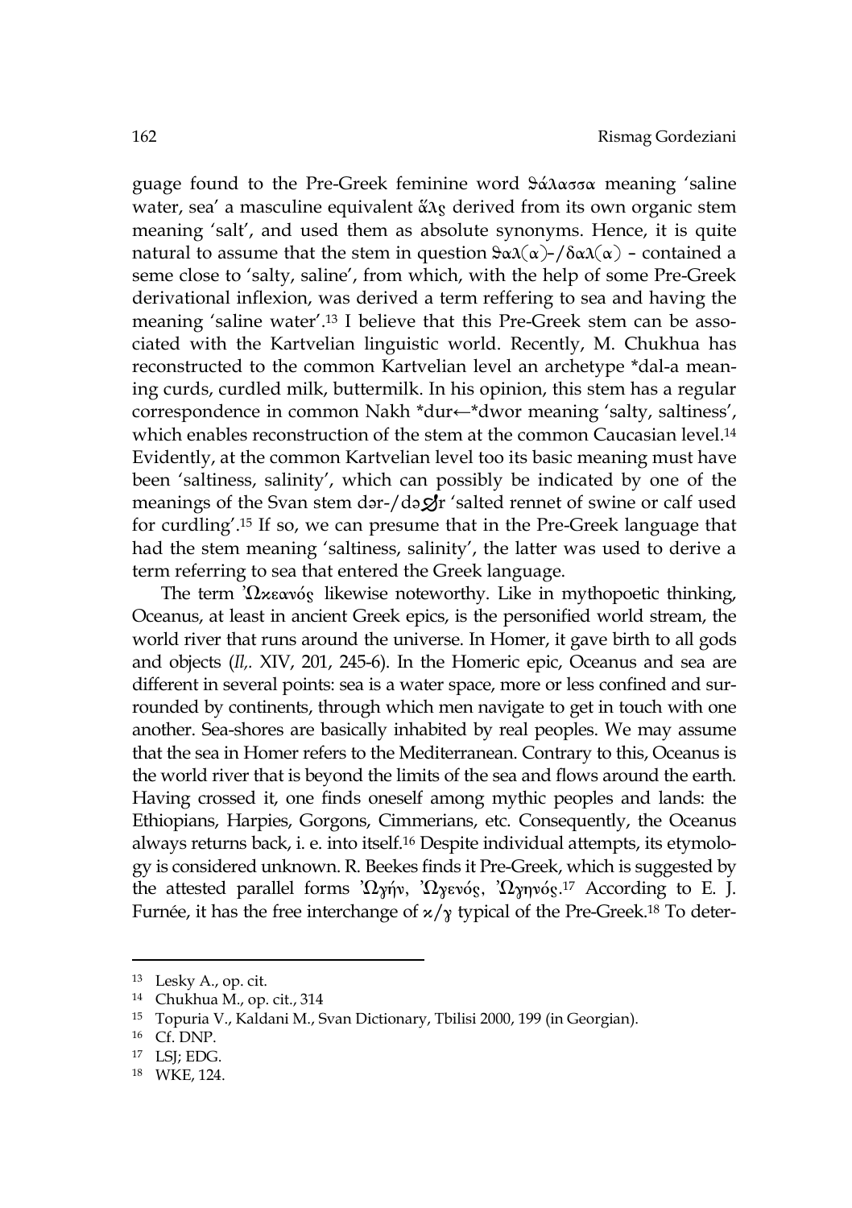guage found to the Pre-Greek feminine word θάλασσα meaning 'saline water, sea' a masculine equivalent ἅλς derived from its own organic stem meaning 'salt', and used them as absolute synonyms. Hence, it is quite natural to assume that the stem in question θαλ(α)-/δαλ(α) – contained a seme close to 'salty, saline', from which, with the help of some Pre-Greek derivational inflexion, was derived a term reffering to sea and having the meaning 'saline water'.[13] I believe that this Pre-Greek stem can be associated with the Kartvelian linguistic world. Recently, M. Chukhua has reconstructed to the common Kartvelian level an archetype *dal-a meaning curds, curdled milk, buttermilk. In his opinion, this stem has a regular correspondence in common Nakh *dur←*dwor meaning 'salty, saltiness', which enables reconstruction of the stem at the common Caucasian level.[14] Evidently, at the common Kartvelian level too its basic meaning must have been 'saltiness, salinity', which can possibly be indicated by one of the meanings of the Svan stem dər-/dəჳr 'salted rennet of swine or calf used for curdling'.[15] If so, we can presume that in the Pre-Greek language that had the stem meaning 'saltiness, salinity', the latter was used to derive a term referring to sea that entered the Greek language.

The term Ὠκεανός likewise noteworthy. Like in mythopoetic thinking, Oceanus, at least in ancient Greek epics, is the personified world stream, the world river that runs around the universe. In Homer, it gave birth to all gods and objects (*Il,.* XIV, 201, 245-6). In the Homeric epic, Oceanus and sea are different in several points: sea is a water space, more or less confined and surrounded by continents, through which men navigate to get in touch with one another. Sea-shores are basically inhabited by real peoples. We may assume that the sea in Homer refers to the Mediterranean. Contrary to this, Oceanus is the world river that is beyond the limits of the sea and flows around the earth. Having crossed it, one finds oneself among mythic peoples and lands: the Ethiopians, Harpies, Gorgons, Cimmerians, etc. Consequently, the Oceanus always returns back, i. e. into itself.[16] Despite individual attempts, its etymology is considered unknown. R. Beekes finds it Pre-Greek, which is suggested by the attested parallel forms Ὠγήν, Ὠγενός, Ὠγηνός.[17] According to E. J. Furnée, it has the free interchange of κ/γ typical of the Pre-Greek.[18] To deter-

---

[13] Lesky A., op. cit.

[14] Chukhua M., op. cit., 314

[15] Topuria V., Kaldani M., Svan Dictionary, Tbilisi 2000, 199 (in Georgian).

[16] Cf. DNP.

[17] LSJ; EDG.

[18] WKE, 124.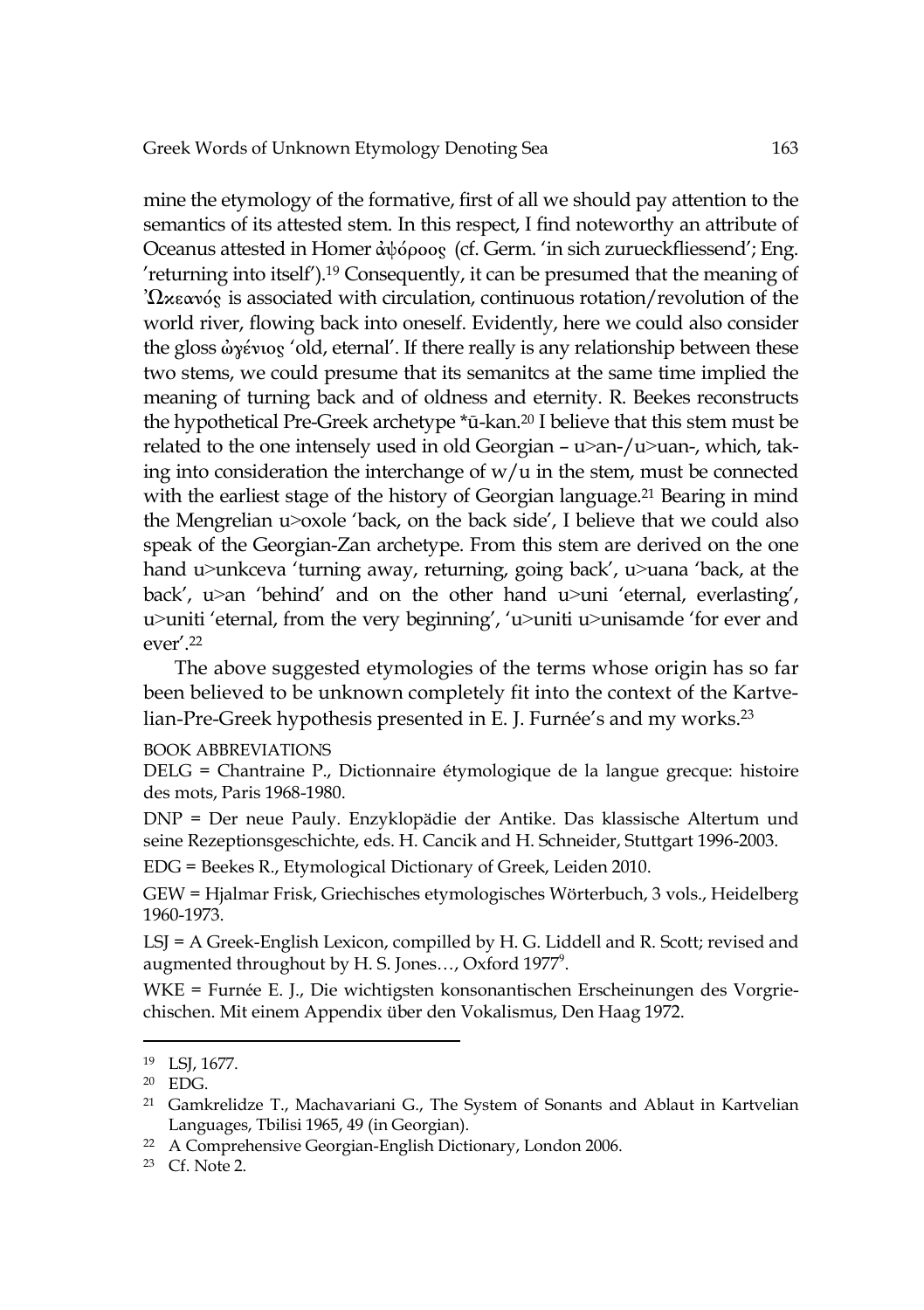mine the etymology of the formative, first of all we should pay attention to the semantics of its attested stem. In this respect, I find noteworthy an attribute of Oceanus attested in Homer ἀψόρροος (cf. Germ. 'in sich zurueckfliessend'; Eng. 'returning into itself').[19] Consequently, it can be presumed that the meaning of Ὠκεανός is associated with circulation, continuous rotation/revolution of the world river, flowing back into oneself. Evidently, here we could also consider the gloss ὠγένιος 'old, eternal'. If there really is any relationship between these two stems, we could presume that its semanitcs at the same time implied the meaning of turning back and of oldness and eternity. R. Beekes reconstructs the hypothetical Pre-Greek archetype *ū-kan.[20] I believe that this stem must be related to the one intensely used in old Georgian – u>an-/u>uan-, which, taking into consideration the interchange of w/u in the stem, must be connected with the earliest stage of the history of Georgian language.[21] Bearing in mind the Mengrelian u>oxole 'back, on the back side', I believe that we could also speak of the Georgian-Zan archetype. From this stem are derived on the one hand u>unkceva 'turning away, returning, going back', u>uana 'back, at the back', u>an 'behind' and on the other hand u>uni 'eternal, everlasting', u>uniti 'eternal, from the very beginning', 'u>uniti u>unisamde 'for ever and ever'.[22]

The above suggested etymologies of the terms whose origin has so far been believed to be unknown completely fit into the context of the Kartvelian-Pre-Greek hypothesis presented in E. J. Furnée's and my works.[23]

BOOK ABBREVIATIONS

DELG = Chantraine P., Dictionnaire étymologique de la langue grecque: histoire des mots, Paris 1968-1980.

DNP = Der neue Pauly. Enzyklopädie der Antike. Das klassische Altertum und seine Rezeptionsgeschichte, eds. H. Cancik and H. Schneider, Stuttgart 1996-2003.

EDG = Beekes R., Etymological Dictionary of Greek, Leiden 2010.

GEW = Hjalmar Frisk, Griechisches etymologisches Wörterbuch, 3 vols., Heidelberg 1960-1973.

LSJ = A Greek-English Lexicon, compilled by H. G. Liddell and R. Scott; revised and augmented throughout by H. S. Jones…, Oxford 1977[9].

WKE = Furnée E. J., Die wichtigsten konsonantischen Erscheinungen des Vorgriechischen. Mit einem Appendix über den Vokalismus, Den Haag 1972.

---

[19] LSJ, 1677.

[20] EDG.

[21] Gamkrelidze T., Machavariani G., The System of Sonants and Ablaut in Kartvelian Languages, Tbilisi 1965, 49 (in Georgian).

[22] A Comprehensive Georgian-English Dictionary, London 2006.

[23] Cf. Note 2.